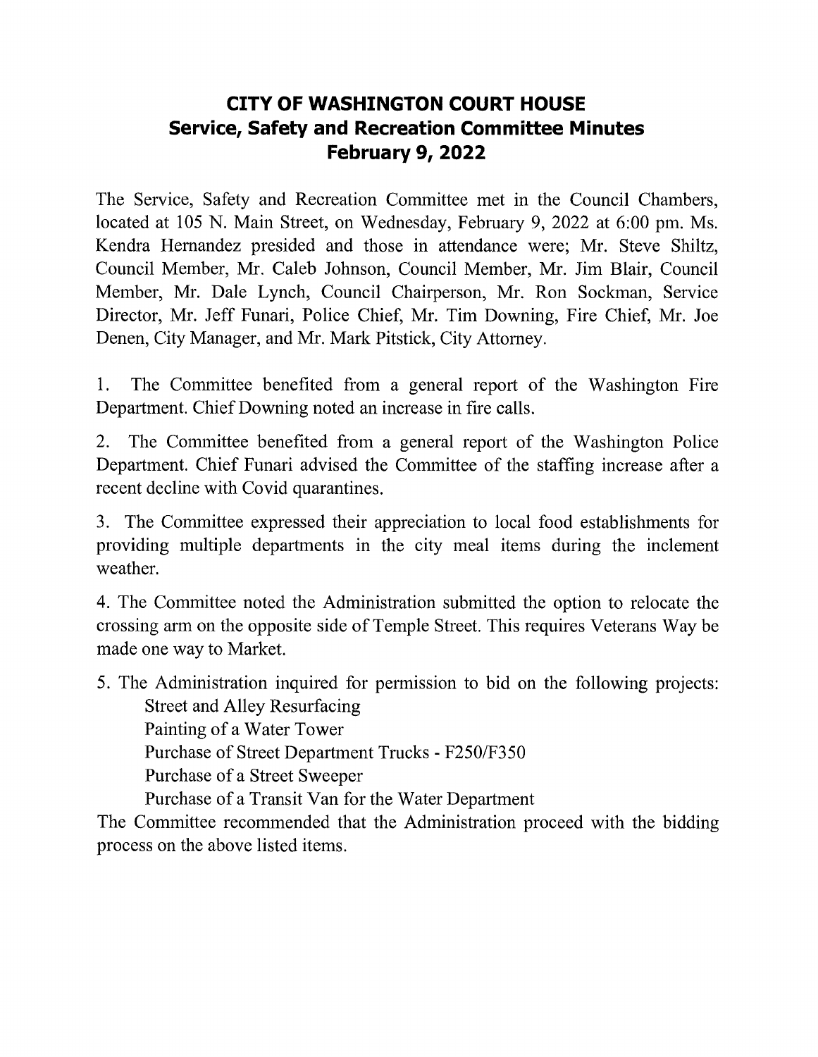# CITY OF WASHINGTON COURT HOUSE
## Service, Safety and Recreation Committee Minutes
## February 9, 2022

The Service, Safety and Recreation Committee met in the Council Chambers, located at 105 N. Main Street, on Wednesday, February 9, 2022 at 6:00 pm. Ms. Kendra Hernandez presided and those in attendance were; Mr. Steve Shiltz, Council Member, Mr. Caleb Johnson, Council Member, Mr. Jim Blair, Council Member, Mr. Dale Lynch, Council Chairperson, Mr. Ron Sockman, Service Director, Mr. Jeff Funari, Police Chief, Mr. Tim Downing, Fire Chief, Mr. Joe Denen, City Manager, and Mr. Mark Pitstick, City Attorney.

1. The Committee benefited from a general report of the Washington Fire Department. Chief Downing noted an increase in fire calls.

2. The Committee benefited from a general report of the Washington Police Department. Chief Funari advised the Committee of the staffing increase after a recent decline with Covid quarantines.

3. The Committee expressed their appreciation to local food establishments for providing multiple departments in the city meal items during the inclement weather.

4. The Committee noted the Administration submitted the option to relocate the crossing arm on the opposite side of Temple Street. This requires Veterans Way be made one way to Market.

5. The Administration inquired for permission to bid on the following projects:
   - Street and Alley Resurfacing
   - Painting of a Water Tower
   - Purchase of Street Department Trucks - F250/F350
   - Purchase of a Street Sweeper
   - Purchase of a Transit Van for the Water Department

The Committee recommended that the Administration proceed with the bidding process on the above listed items.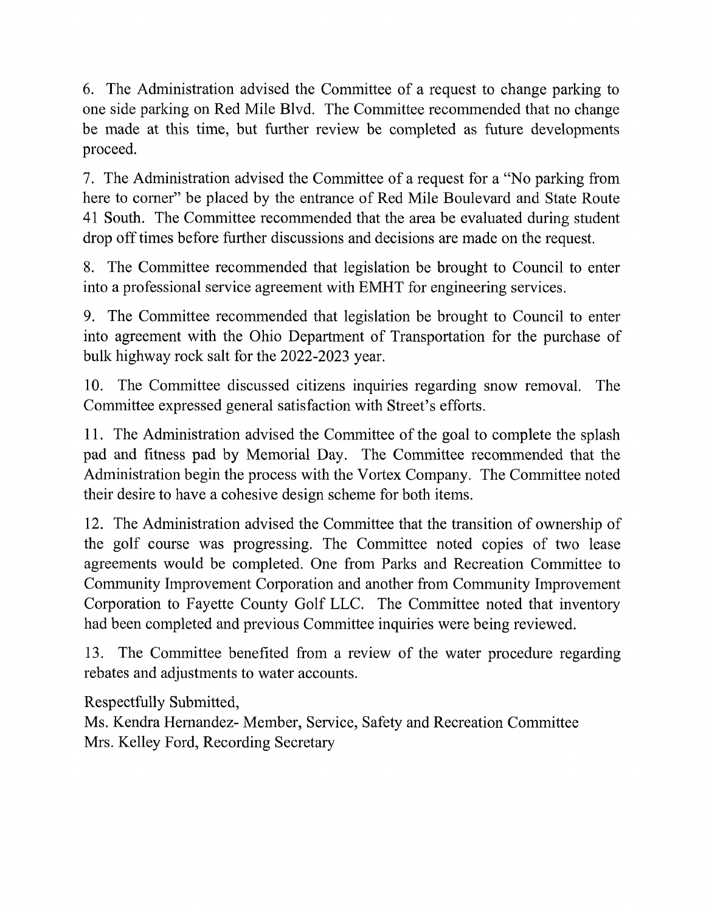6. The Administration advised the Committee of a request to change parking to one side parking on Red Mile Blvd. The Committee recommended that no change be made at this time, but further review be completed as future developments proceed.

7. The Administration advised the Committee of a request for a "No parking from here to corner" be placed by the entrance of Red Mile Boulevard and State Route 41 South. The Committee recommended that the area be evaluated during student drop off times before further discussions and decisions are made on the request.

8. The Committee recommended that legislation be brought to Council to enter into a professional service agreement with EMHT for engineering services.

9. The Committee recommended that legislation be brought to Council to enter into agreement with the Ohio Department of Transportation for the purchase of bulk highway rock salt for the 2022-2023 year.

10. The Committee discussed citizens inquiries regarding snow removal. The Committee expressed general satisfaction with Street's efforts.

11. The Administration advised the Committee of the goal to complete the splash pad and fitness pad by Memorial Day. The Committee recommended that the Administration begin the process with the Vortex Company. The Committee noted their desire to have a cohesive design scheme for both items.

12. The Administration advised the Committee that the transition of ownership of the golf course was progressing. The Committee noted copies of two lease agreements would be completed. One from Parks and Recreation Committee to Community Improvement Corporation and another from Community Improvement Corporation to Fayette County Golf LLC. The Committee noted that inventory had been completed and previous Committee inquiries were being reviewed.

13. The Committee benefited from a review of the water procedure regarding rebates and adjustments to water accounts.

Respectfully Submitted,
Ms. Kendra Hernandez- Member, Service, Safety and Recreation Committee
Mrs. Kelley Ford, Recording Secretary